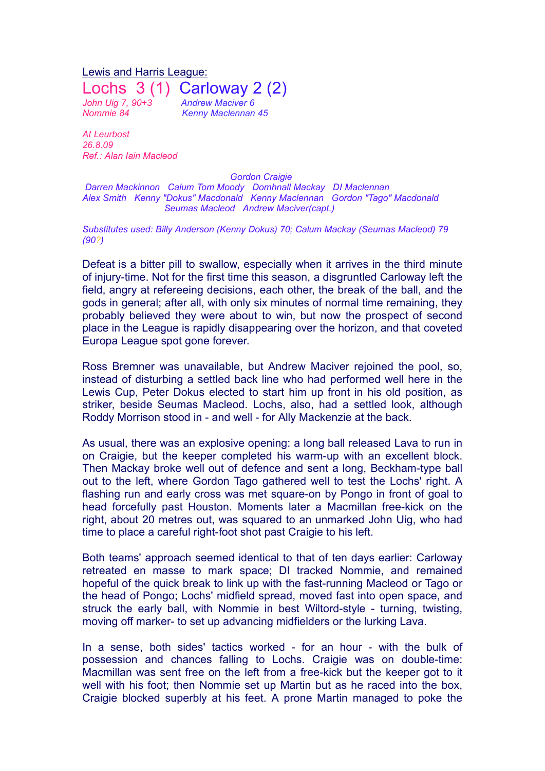Lewis and Harris League:

# Lochs 3 (1) Carloway 2 (2)

*John Uig 7, 90+3* *Andrew Maciver 6*
*Nommie 84* *Kenny Maclennan 45*

*At Leurbost*
*26.8.09*
*Ref.: Alan Iain Macleod*

*Gordon Craigie*
*Darren Mackinnon Calum Tom Moody Domhnall Mackay DI Maclennan*
*Alex Smith Kenny "Dokus" Macdonald Kenny Maclennan Gordon "Tago" Macdonald*
*Seumas Macleod Andrew Maciver(capt.)*

*Substitutes used: Billy Anderson (Kenny Dokus) 70; Calum Mackay (Seumas Macleod) 79 (90?)*

Defeat is a bitter pill to swallow, especially when it arrives in the third minute of injury-time. Not for the first time this season, a disgruntled Carloway left the field, angry at refereeing decisions, each other, the break of the ball, and the gods in general; after all, with only six minutes of normal time remaining, they probably believed they were about to win, but now the prospect of second place in the League is rapidly disappearing over the horizon, and that coveted Europa League spot gone forever.

Ross Bremner was unavailable, but Andrew Maciver rejoined the pool, so, instead of disturbing a settled back line who had performed well here in the Lewis Cup, Peter Dokus elected to start him up front in his old position, as striker, beside Seumas Macleod. Lochs, also, had a settled look, although Roddy Morrison stood in - and well - for Ally Mackenzie at the back.

As usual, there was an explosive opening: a long ball released Lava to run in on Craigie, but the keeper completed his warm-up with an excellent block. Then Mackay broke well out of defence and sent a long, Beckham-type ball out to the left, where Gordon Tago gathered well to test the Lochs' right. A flashing run and early cross was met square-on by Pongo in front of goal to head forcefully past Houston. Moments later a Macmillan free-kick on the right, about 20 metres out, was squared to an unmarked John Uig, who had time to place a careful right-foot shot past Craigie to his left.

Both teams' approach seemed identical to that of ten days earlier: Carloway retreated en masse to mark space; DI tracked Nommie, and remained hopeful of the quick break to link up with the fast-running Macleod or Tago or the head of Pongo; Lochs' midfield spread, moved fast into open space, and struck the early ball, with Nommie in best Wiltord-style - turning, twisting, moving off marker- to set up advancing midfielders or the lurking Lava.

In a sense, both sides' tactics worked - for an hour - with the bulk of possession and chances falling to Lochs. Craigie was on double-time: Macmillan was sent free on the left from a free-kick but the keeper got to it well with his foot; then Nommie set up Martin but as he raced into the box, Craigie blocked superbly at his feet. A prone Martin managed to poke the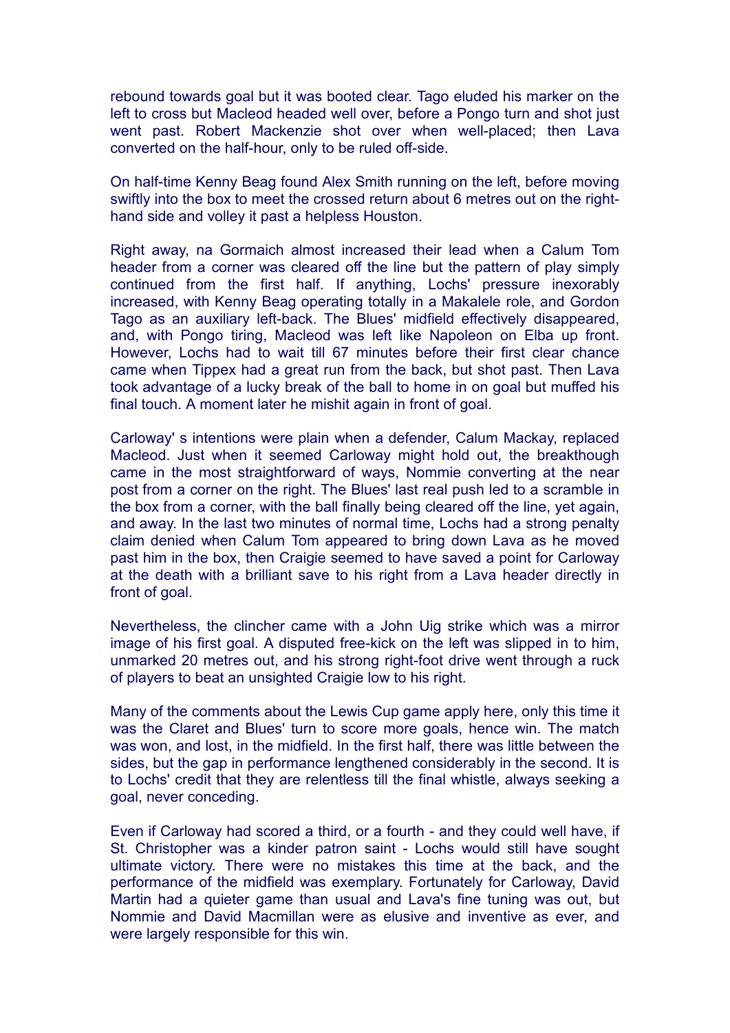rebound towards goal but it was booted clear. Tago eluded his marker on the left to cross but Macleod headed well over, before a Pongo turn and shot just went past. Robert Mackenzie shot over when well-placed; then Lava converted on the half-hour, only to be ruled off-side.

On half-time Kenny Beag found Alex Smith running on the left, before moving swiftly into the box to meet the crossed return about 6 metres out on the right-hand side and volley it past a helpless Houston.

Right away, na Gormaich almost increased their lead when a Calum Tom header from a corner was cleared off the line but the pattern of play simply continued from the first half. If anything, Lochs' pressure inexorably increased, with Kenny Beag operating totally in a Makalele role, and Gordon Tago as an auxiliary left-back. The Blues' midfield effectively disappeared, and, with Pongo tiring, Macleod was left like Napoleon on Elba up front. However, Lochs had to wait till 67 minutes before their first clear chance came when Tippex had a great run from the back, but shot past. Then Lava took advantage of a lucky break of the ball to home in on goal but muffed his final touch. A moment later he mishit again in front of goal.

Carloway' s intentions were plain when a defender, Calum Mackay, replaced Macleod. Just when it seemed Carloway might hold out, the breakthough came in the most straightforward of ways, Nommie converting at the near post from a corner on the right. The Blues' last real push led to a scramble in the box from a corner, with the ball finally being cleared off the line, yet again, and away. In the last two minutes of normal time, Lochs had a strong penalty claim denied when Calum Tom appeared to bring down Lava as he moved past him in the box, then Craigie seemed to have saved a point for Carloway at the death with a brilliant save to his right from a Lava header directly in front of goal.

Nevertheless, the clincher came with a John Uig strike which was a mirror image of his first goal. A disputed free-kick on the left was slipped in to him, unmarked 20 metres out, and his strong right-foot drive went through a ruck of players to beat an unsighted Craigie low to his right.

Many of the comments about the Lewis Cup game apply here, only this time it was the Claret and Blues' turn to score more goals, hence win. The match was won, and lost, in the midfield. In the first half, there was little between the sides, but the gap in performance lengthened considerably in the second. It is to Lochs' credit that they are relentless till the final whistle, always seeking a goal, never conceding.

Even if Carloway had scored a third, or a fourth - and they could well have, if St. Christopher was a kinder patron saint - Lochs would still have sought ultimate victory. There were no mistakes this time at the back, and the performance of the midfield was exemplary. Fortunately for Carloway, David Martin had a quieter game than usual and Lava's fine tuning was out, but Nommie and David Macmillan were as elusive and inventive as ever, and were largely responsible for this win.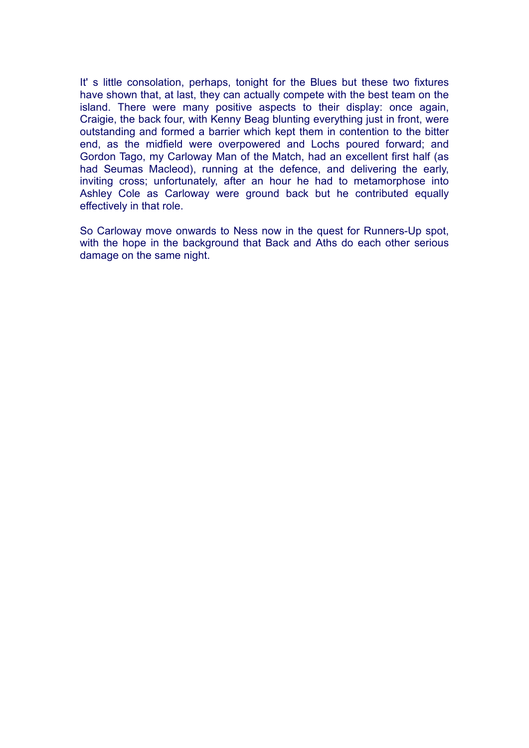It' s little consolation, perhaps, tonight for the Blues but these two fixtures have shown that, at last, they can actually compete with the best team on the island. There were many positive aspects to their display: once again, Craigie, the back four, with Kenny Beag blunting everything just in front, were outstanding and formed a barrier which kept them in contention to the bitter end, as the midfield were overpowered and Lochs poured forward; and Gordon Tago, my Carloway Man of the Match, had an excellent first half (as had Seumas Macleod), running at the defence, and delivering the early, inviting cross; unfortunately, after an hour he had to metamorphose into Ashley Cole as Carloway were ground back but he contributed equally effectively in that role.

So Carloway move onwards to Ness now in the quest for Runners-Up spot, with the hope in the background that Back and Aths do each other serious damage on the same night.